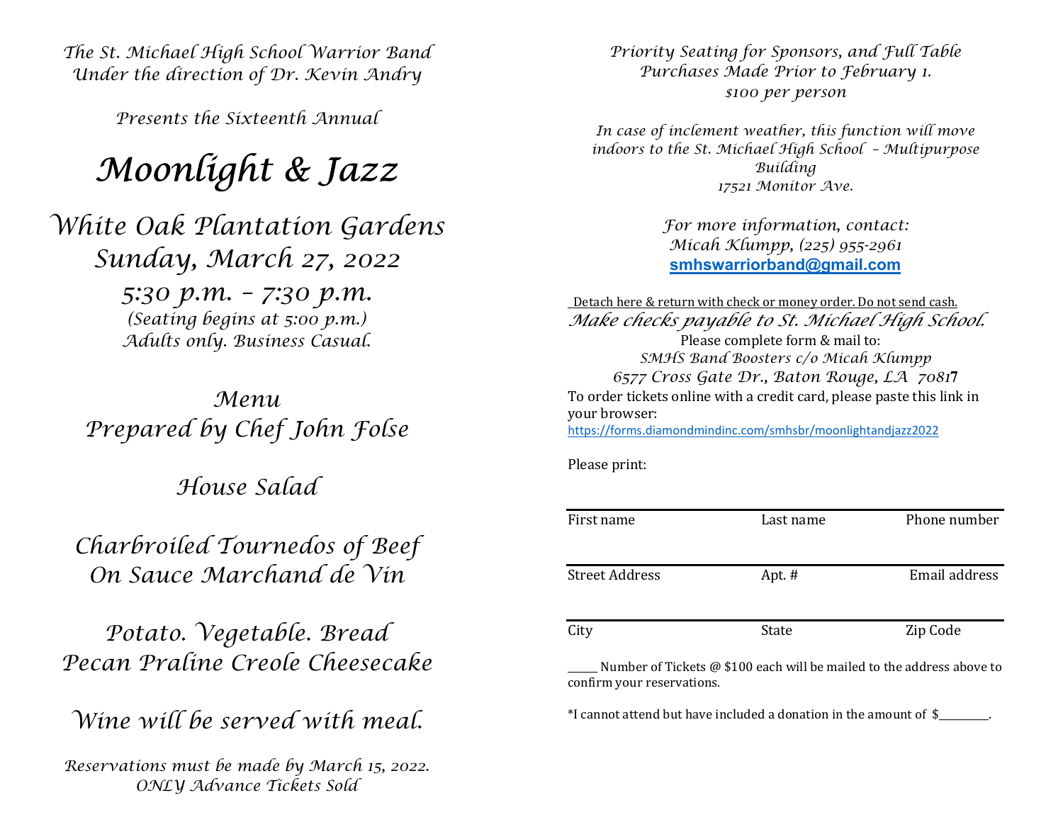*The St. Michael High School Warrior Band*
*Under the direction of Dr. Kevin Andry*

*Presents the Sixteenth Annual*

# *Moonlight & Jazz*

## *White Oak Plantation Gardens*
## *Sunday, March 27, 2022*
## *5:30 p.m. – 7:30 p.m.*

*(Seating begins at 5:00 p.m.)*
*Adults only. Business Casual.*

## *Menu*
## *Prepared by Chef John Folse*

*House Salad*

*Charbroiled Tournedos of Beef*
*On Sauce Marchand de Vin*

*Potato. Vegetable. Bread*
*Pecan Praline Creole Cheesecake*

*Wine will be served with meal.*

*Reservations must be made by March 15, 2022.*
*ONLY Advance Tickets Sold*

*Priority Seating for Sponsors, and Full Table Purchases Made Prior to February 1.*
*$100 per person*

*In case of inclement weather, this function will move indoors to the St. Michael High School – Multipurpose Building*
*17521 Monitor Ave.*

*For more information, contact:*
*Micah Klumpp, (225) 955-2961*
**smhswarriorband@gmail.com**

Detach here & return with check or money order. Do not send cash.

*Make checks payable to St. Michael High School.*

Please complete form & mail to:
*SMHS Band Boosters c/o Micah Klumpp*
*6577 Cross Gate Dr., Baton Rouge, LA 70817*

To order tickets online with a credit card, please paste this link in your browser:
https://forms.diamondmindinc.com/smhsbr/moonlightandjazz2022

Please print:

| First name | Last name | Phone number |
|---|---|---|
| Street Address | Apt. # | Email address |
| City | State | Zip Code |

______ Number of Tickets @ $100 each will be mailed to the address above to confirm your reservations.

*I cannot attend but have included a donation in the amount of $_________.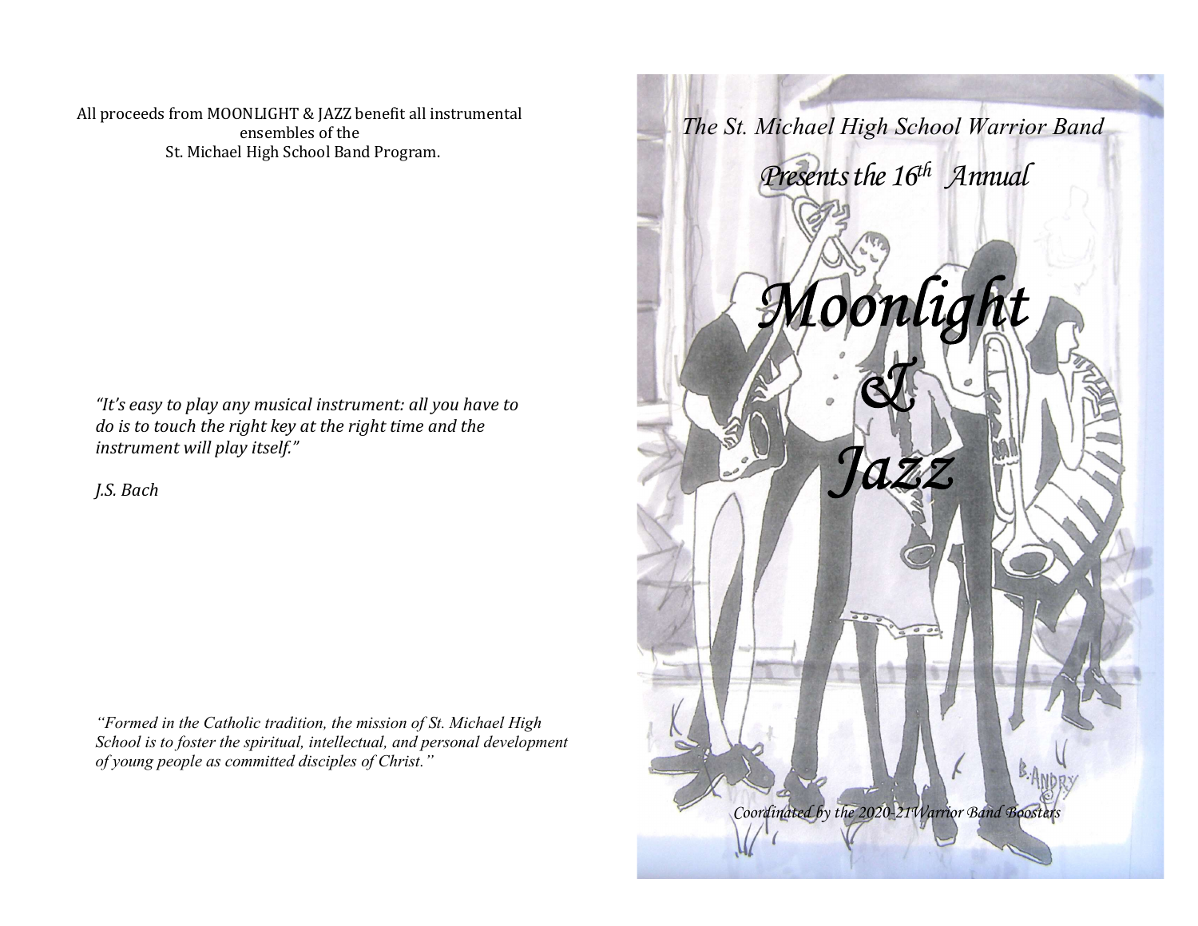All proceeds from MOONLIGHT & JAZZ benefit all instrumental ensembles of the
St. Michael High School Band Program.

*"It's easy to play any musical instrument: all you have to do is to touch the right key at the right time and the instrument will play itself."*

*J.S. Bach*

*"Formed in the Catholic tradition, the mission of St. Michael High School is to foster the spiritual, intellectual, and personal development of young people as committed disciples of Christ."*

*The St. Michael High School Warrior Band*

*Presents the 16th Annual*

# *Moonlight & Jazz*

*Coordinated by the 2020-21Warrior Band Boosters*